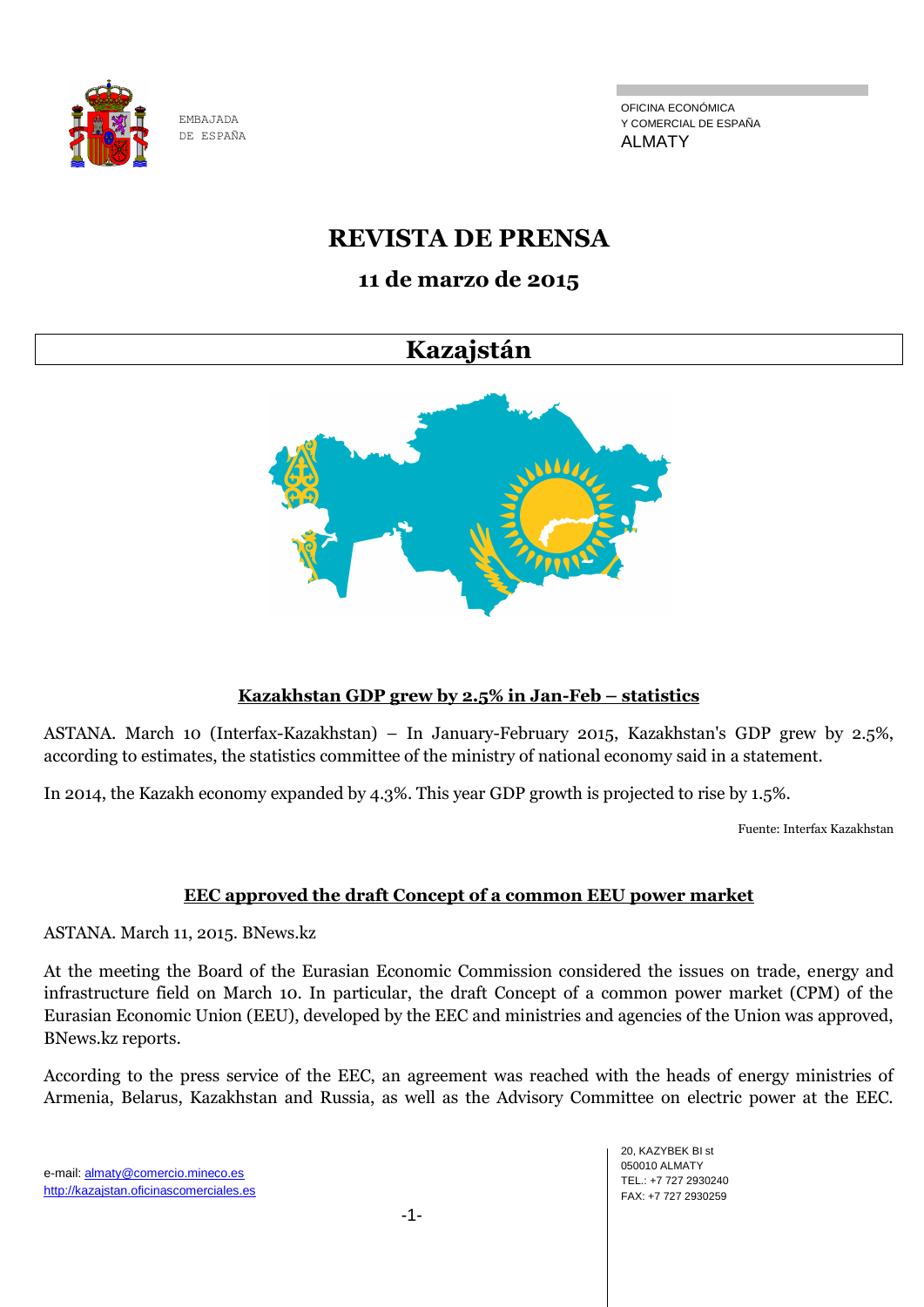EMBAJADA DE ESPAÑA

OFICINA ECONÓMICA Y COMERCIAL DE ESPAÑA
ALMATY

# REVISTA DE PRENSA

## 11 de marzo de 2015

## Kazajstán

### Kazakhstan GDP grew by 2.5% in Jan-Feb – statistics

ASTANA. March 10 (Interfax-Kazakhstan) – In January-February 2015, Kazakhstan's GDP grew by 2.5%, according to estimates, the statistics committee of the ministry of national economy said in a statement.

In 2014, the Kazakh economy expanded by 4.3%. This year GDP growth is projected to rise by 1.5%.

Fuente: Interfax Kazakhstan

### EEC approved the draft Concept of a common EEU power market

ASTANA. March 11, 2015. BNews.kz

At the meeting the Board of the Eurasian Economic Commission considered the issues on trade, energy and infrastructure field on March 10. In particular, the draft Concept of a common power market (CPM) of the Eurasian Economic Union (EEU), developed by the EEC and ministries and agencies of the Union was approved, BNews.kz reports.

According to the press service of the EEC, an agreement was reached with the heads of energy ministries of Armenia, Belarus, Kazakhstan and Russia, as well as the Advisory Committee on electric power at the EEC.

e-mail: almaty@comercio.mineco.es
http://kazajstan.oficinascomerciales.es

20, KAZYBEK BI st
050010 ALMATY
TEL.: +7 727 2930240
FAX: +7 727 2930259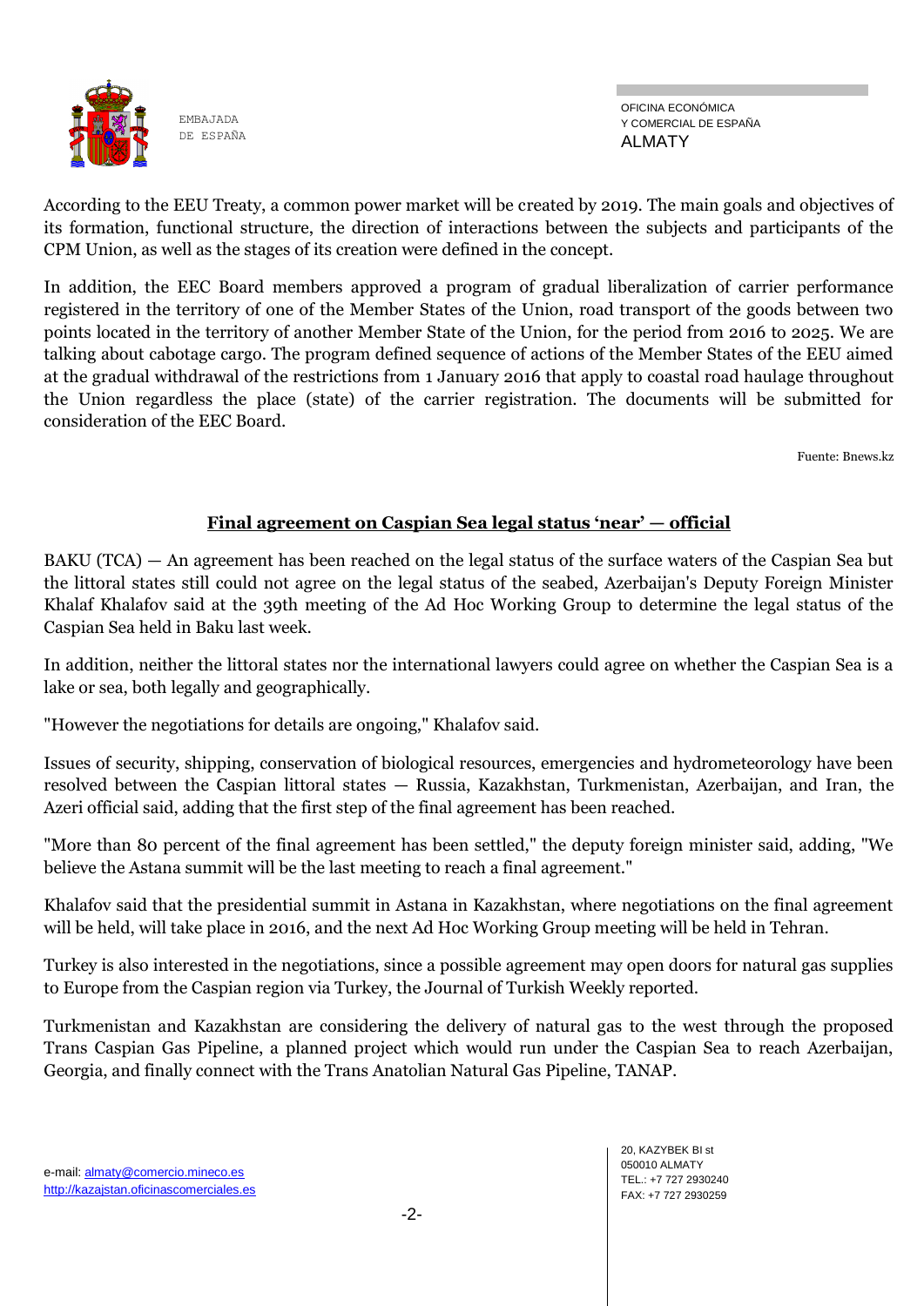According to the EEU Treaty, a common power market will be created by 2019. The main goals and objectives of its formation, functional structure, the direction of interactions between the subjects and participants of the CPM Union, as well as the stages of its creation were defined in the concept.

In addition, the EEC Board members approved a program of gradual liberalization of carrier performance registered in the territory of one of the Member States of the Union, road transport of the goods between two points located in the territory of another Member State of the Union, for the period from 2016 to 2025. We are talking about cabotage cargo. The program defined sequence of actions of the Member States of the EEU aimed at the gradual withdrawal of the restrictions from 1 January 2016 that apply to coastal road haulage throughout the Union regardless the place (state) of the carrier registration. The documents will be submitted for consideration of the EEC Board.

Fuente: Bnews.kz

## Final agreement on Caspian Sea legal status 'near' — official

BAKU (TCA) — An agreement has been reached on the legal status of the surface waters of the Caspian Sea but the littoral states still could not agree on the legal status of the seabed, Azerbaijan's Deputy Foreign Minister Khalaf Khalafov said at the 39th meeting of the Ad Hoc Working Group to determine the legal status of the Caspian Sea held in Baku last week.

In addition, neither the littoral states nor the international lawyers could agree on whether the Caspian Sea is a lake or sea, both legally and geographically.

"However the negotiations for details are ongoing," Khalafov said.

Issues of security, shipping, conservation of biological resources, emergencies and hydrometeorology have been resolved between the Caspian littoral states — Russia, Kazakhstan, Turkmenistan, Azerbaijan, and Iran, the Azeri official said, adding that the first step of the final agreement has been reached.

"More than 80 percent of the final agreement has been settled," the deputy foreign minister said, adding, "We believe the Astana summit will be the last meeting to reach a final agreement."

Khalafov said that the presidential summit in Astana in Kazakhstan, where negotiations on the final agreement will be held, will take place in 2016, and the next Ad Hoc Working Group meeting will be held in Tehran.

Turkey is also interested in the negotiations, since a possible agreement may open doors for natural gas supplies to Europe from the Caspian region via Turkey, the Journal of Turkish Weekly reported.

Turkmenistan and Kazakhstan are considering the delivery of natural gas to the west through the proposed Trans Caspian Gas Pipeline, a planned project which would run under the Caspian Sea to reach Azerbaijan, Georgia, and finally connect with the Trans Anatolian Natural Gas Pipeline, TANAP.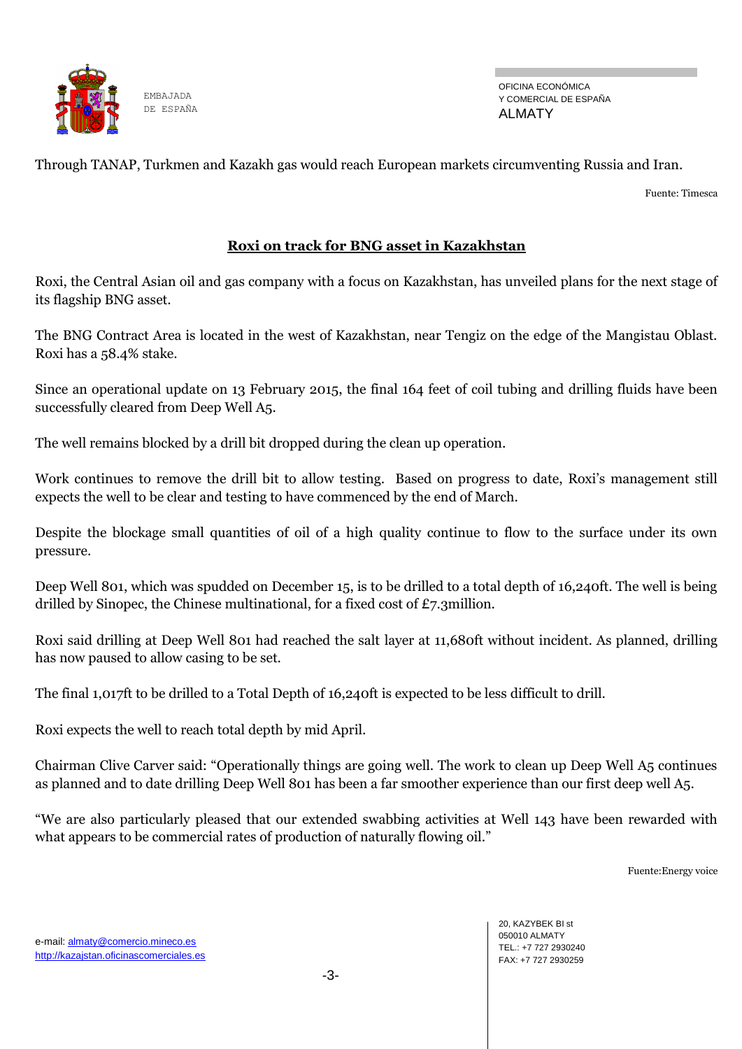Through TANAP, Turkmen and Kazakh gas would reach European markets circumventing Russia and Iran.

Fuente: Timesca

## Roxi on track for BNG asset in Kazakhstan

Roxi, the Central Asian oil and gas company with a focus on Kazakhstan, has unveiled plans for the next stage of its flagship BNG asset.

The BNG Contract Area is located in the west of Kazakhstan, near Tengiz on the edge of the Mangistau Oblast. Roxi has a 58.4% stake.

Since an operational update on 13 February 2015, the final 164 feet of coil tubing and drilling fluids have been successfully cleared from Deep Well A5.

The well remains blocked by a drill bit dropped during the clean up operation.

Work continues to remove the drill bit to allow testing. Based on progress to date, Roxi's management still expects the well to be clear and testing to have commenced by the end of March.

Despite the blockage small quantities of oil of a high quality continue to flow to the surface under its own pressure.

Deep Well 801, which was spudded on December 15, is to be drilled to a total depth of 16,240ft. The well is being drilled by Sinopec, the Chinese multinational, for a fixed cost of £7.3million.

Roxi said drilling at Deep Well 801 had reached the salt layer at 11,680ft without incident. As planned, drilling has now paused to allow casing to be set.

The final 1,017ft to be drilled to a Total Depth of 16,240ft is expected to be less difficult to drill.

Roxi expects the well to reach total depth by mid April.

Chairman Clive Carver said: "Operationally things are going well. The work to clean up Deep Well A5 continues as planned and to date drilling Deep Well 801 has been a far smoother experience than our first deep well A5.

"We are also particularly pleased that our extended swabbing activities at Well 143 have been rewarded with what appears to be commercial rates of production of naturally flowing oil."

Fuente:Energy voice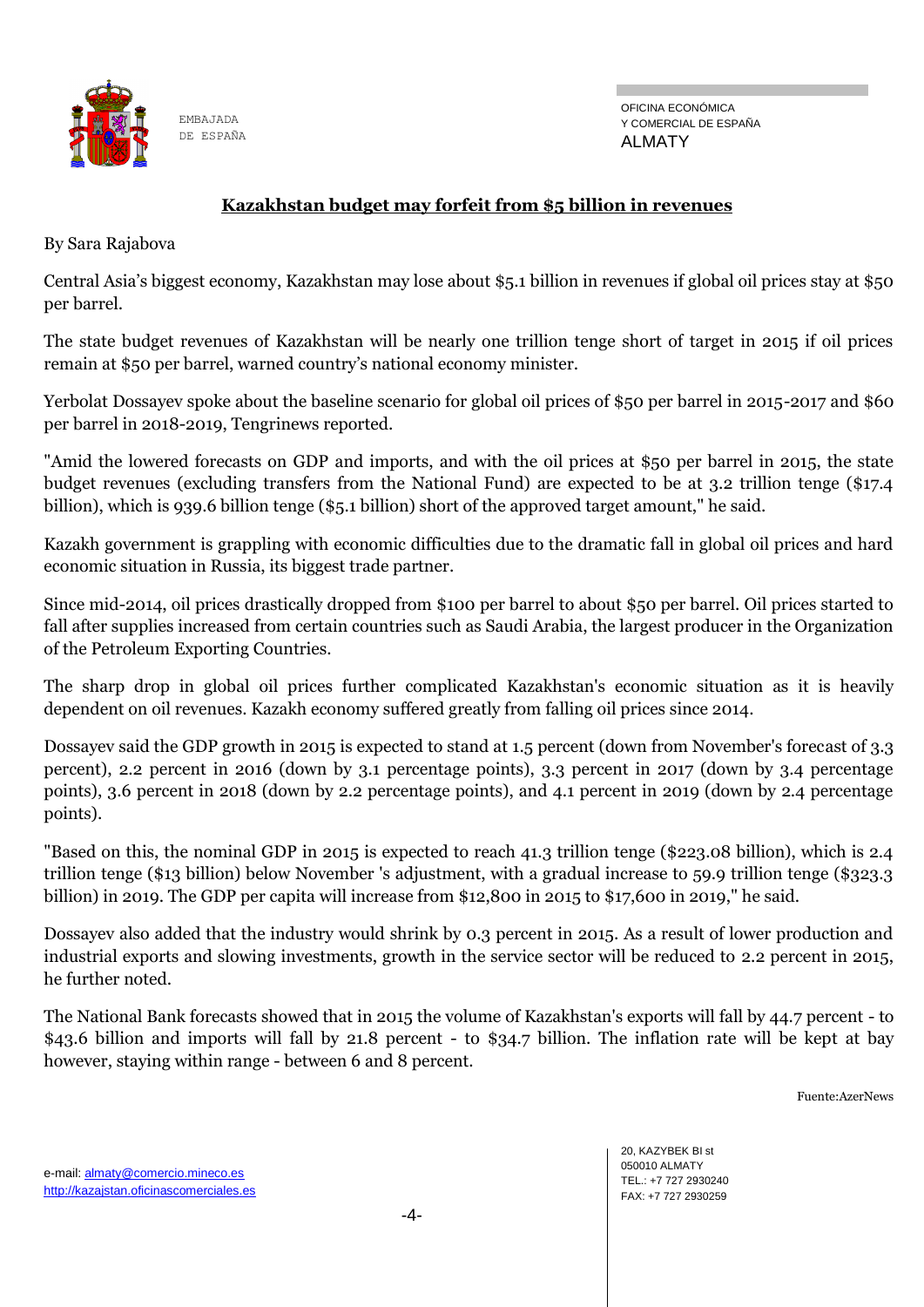## Kazakhstan budget may forfeit from $5 billion in revenues

By Sara Rajabova

Central Asia's biggest economy, Kazakhstan may lose about $5.1 billion in revenues if global oil prices stay at $50 per barrel.

The state budget revenues of Kazakhstan will be nearly one trillion tenge short of target in 2015 if oil prices remain at $50 per barrel, warned country's national economy minister.

Yerbolat Dossayev spoke about the baseline scenario for global oil prices of $50 per barrel in 2015-2017 and $60 per barrel in 2018-2019, Tengrinews reported.

"Amid the lowered forecasts on GDP and imports, and with the oil prices at $50 per barrel in 2015, the state budget revenues (excluding transfers from the National Fund) are expected to be at 3.2 trillion tenge ($17.4 billion), which is 939.6 billion tenge ($5.1 billion) short of the approved target amount," he said.

Kazakh government is grappling with economic difficulties due to the dramatic fall in global oil prices and hard economic situation in Russia, its biggest trade partner.

Since mid-2014, oil prices drastically dropped from $100 per barrel to about $50 per barrel. Oil prices started to fall after supplies increased from certain countries such as Saudi Arabia, the largest producer in the Organization of the Petroleum Exporting Countries.

The sharp drop in global oil prices further complicated Kazakhstan's economic situation as it is heavily dependent on oil revenues. Kazakh economy suffered greatly from falling oil prices since 2014.

Dossayev said the GDP growth in 2015 is expected to stand at 1.5 percent (down from November's forecast of 3.3 percent), 2.2 percent in 2016 (down by 3.1 percentage points), 3.3 percent in 2017 (down by 3.4 percentage points), 3.6 percent in 2018 (down by 2.2 percentage points), and 4.1 percent in 2019 (down by 2.4 percentage points).

"Based on this, the nominal GDP in 2015 is expected to reach 41.3 trillion tenge ($223.08 billion), which is 2.4 trillion tenge ($13 billion) below November 's adjustment, with a gradual increase to 59.9 trillion tenge ($323.3 billion) in 2019. The GDP per capita will increase from $12,800 in 2015 to $17,600 in 2019," he said.

Dossayev also added that the industry would shrink by 0.3 percent in 2015. As a result of lower production and industrial exports and slowing investments, growth in the service sector will be reduced to 2.2 percent in 2015, he further noted.

The National Bank forecasts showed that in 2015 the volume of Kazakhstan's exports will fall by 44.7 percent - to $43.6 billion and imports will fall by 21.8 percent - to $34.7 billion. The inflation rate will be kept at bay however, staying within range - between 6 and 8 percent.

Fuente:AzerNews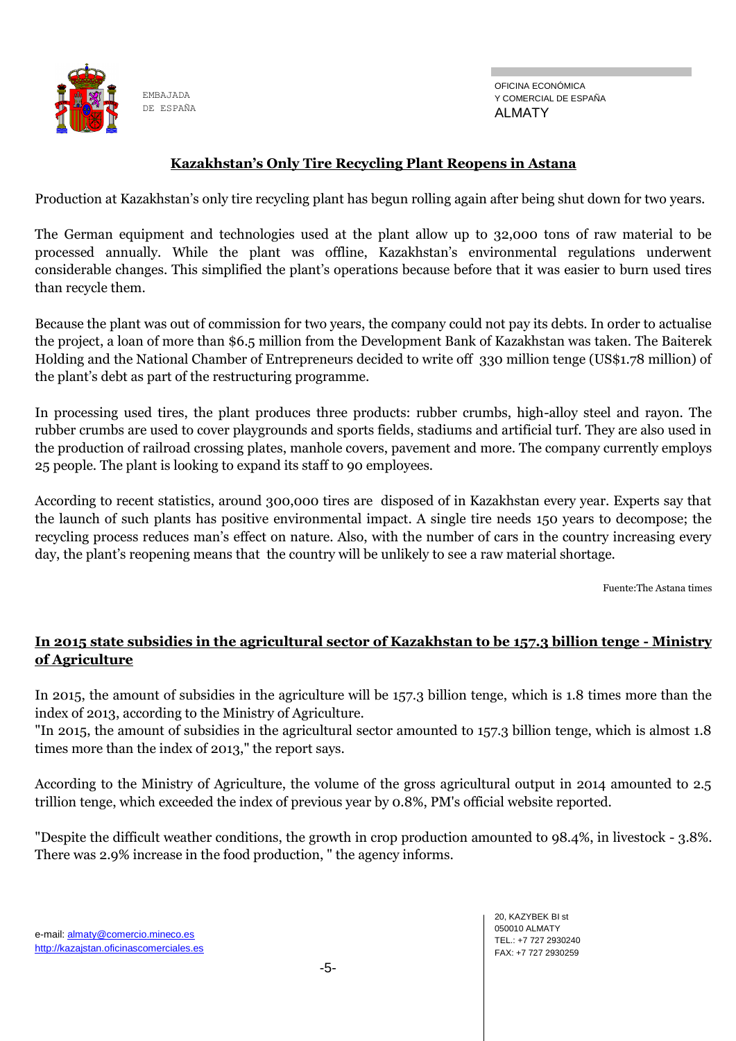## Kazakhstan's Only Tire Recycling Plant Reopens in Astana

Production at Kazakhstan's only tire recycling plant has begun rolling again after being shut down for two years.

The German equipment and technologies used at the plant allow up to 32,000 tons of raw material to be processed annually. While the plant was offline, Kazakhstan's environmental regulations underwent considerable changes. This simplified the plant's operations because before that it was easier to burn used tires than recycle them.

Because the plant was out of commission for two years, the company could not pay its debts. In order to actualise the project, a loan of more than $6.5 million from the Development Bank of Kazakhstan was taken. The Baiterek Holding and the National Chamber of Entrepreneurs decided to write off 330 million tenge (US$1.78 million) of the plant's debt as part of the restructuring programme.

In processing used tires, the plant produces three products: rubber crumbs, high-alloy steel and rayon. The rubber crumbs are used to cover playgrounds and sports fields, stadiums and artificial turf. They are also used in the production of railroad crossing plates, manhole covers, pavement and more. The company currently employs 25 people. The plant is looking to expand its staff to 90 employees.

According to recent statistics, around 300,000 tires are disposed of in Kazakhstan every year. Experts say that the launch of such plants has positive environmental impact. A single tire needs 150 years to decompose; the recycling process reduces man's effect on nature. Also, with the number of cars in the country increasing every day, the plant's reopening means that the country will be unlikely to see a raw material shortage.

Fuente:The Astana times

## In 2015 state subsidies in the agricultural sector of Kazakhstan to be 157.3 billion tenge - Ministry of Agriculture

In 2015, the amount of subsidies in the agriculture will be 157.3 billion tenge, which is 1.8 times more than the index of 2013, according to the Ministry of Agriculture.
"In 2015, the amount of subsidies in the agricultural sector amounted to 157.3 billion tenge, which is almost 1.8 times more than the index of 2013," the report says.

According to the Ministry of Agriculture, the volume of the gross agricultural output in 2014 amounted to 2.5 trillion tenge, which exceeded the index of previous year by 0.8%, PM's official website reported.

"Despite the difficult weather conditions, the growth in crop production amounted to 98.4%, in livestock - 3.8%. There was 2.9% increase in the food production, " the agency informs.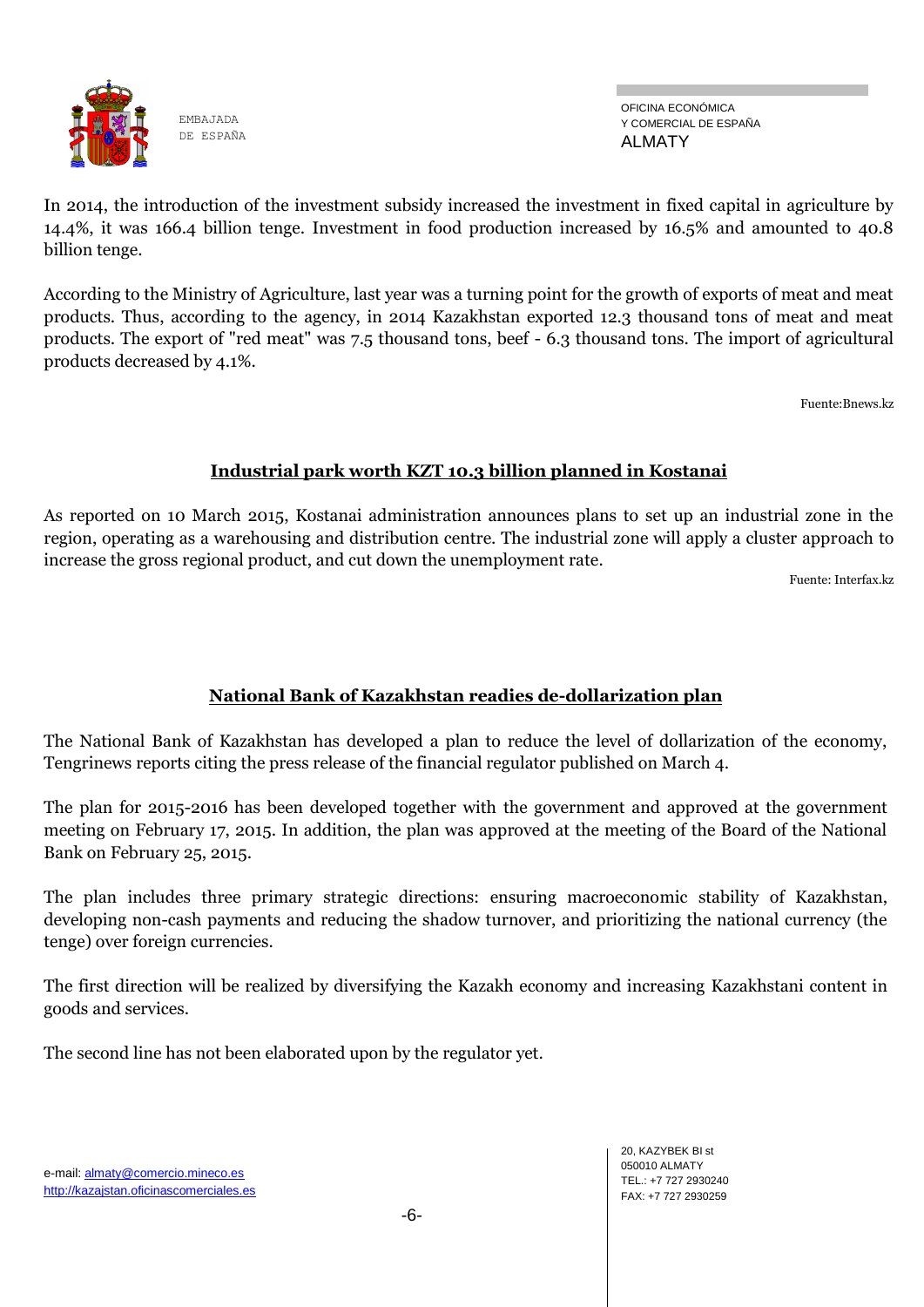In 2014, the introduction of the investment subsidy increased the investment in fixed capital in agriculture by 14.4%, it was 166.4 billion tenge. Investment in food production increased by 16.5% and amounted to 40.8 billion tenge.

According to the Ministry of Agriculture, last year was a turning point for the growth of exports of meat and meat products. Thus, according to the agency, in 2014 Kazakhstan exported 12.3 thousand tons of meat and meat products. The export of "red meat" was 7.5 thousand tons, beef - 6.3 thousand tons. The import of agricultural products decreased by 4.1%.

Fuente:Bnews.kz

## Industrial park worth KZT 10.3 billion planned in Kostanai

As reported on 10 March 2015, Kostanai administration announces plans to set up an industrial zone in the region, operating as a warehousing and distribution centre. The industrial zone will apply a cluster approach to increase the gross regional product, and cut down the unemployment rate.

Fuente: Interfax.kz

## National Bank of Kazakhstan readies de-dollarization plan

The National Bank of Kazakhstan has developed a plan to reduce the level of dollarization of the economy, Tengrinews reports citing the press release of the financial regulator published on March 4.

The plan for 2015-2016 has been developed together with the government and approved at the government meeting on February 17, 2015. In addition, the plan was approved at the meeting of the Board of the National Bank on February 25, 2015.

The plan includes three primary strategic directions: ensuring macroeconomic stability of Kazakhstan, developing non-cash payments and reducing the shadow turnover, and prioritizing the national currency (the tenge) over foreign currencies.

The first direction will be realized by diversifying the Kazakh economy and increasing Kazakhstani content in goods and services.

The second line has not been elaborated upon by the regulator yet.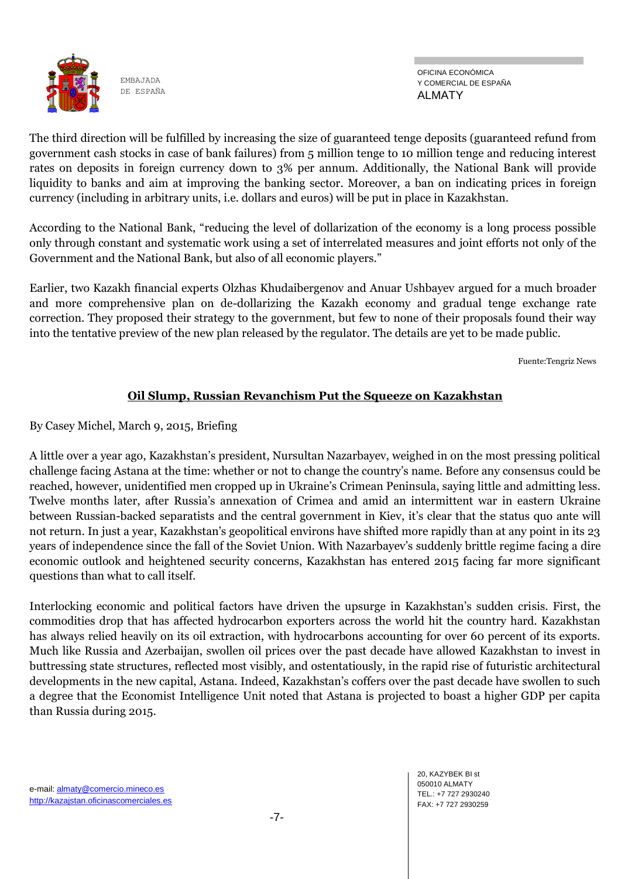The third direction will be fulfilled by increasing the size of guaranteed tenge deposits (guaranteed refund from government cash stocks in case of bank failures) from 5 million tenge to 10 million tenge and reducing interest rates on deposits in foreign currency down to 3% per annum. Additionally, the National Bank will provide liquidity to banks and aim at improving the banking sector. Moreover, a ban on indicating prices in foreign currency (including in arbitrary units, i.e. dollars and euros) will be put in place in Kazakhstan.

According to the National Bank, "reducing the level of dollarization of the economy is a long process possible only through constant and systematic work using a set of interrelated measures and joint efforts not only of the Government and the National Bank, but also of all economic players."

Earlier, two Kazakh financial experts Olzhas Khudaibergenov and Anuar Ushbayev argued for a much broader and more comprehensive plan on de-dollarizing the Kazakh economy and gradual tenge exchange rate correction. They proposed their strategy to the government, but few to none of their proposals found their way into the tentative preview of the new plan released by the regulator. The details are yet to be made public.

Fuente:Tengriz News

## Oil Slump, Russian Revanchism Put the Squeeze on Kazakhstan

By Casey Michel, March 9, 2015, Briefing

A little over a year ago, Kazakhstan's president, Nursultan Nazarbayev, weighed in on the most pressing political challenge facing Astana at the time: whether or not to change the country's name. Before any consensus could be reached, however, unidentified men cropped up in Ukraine's Crimean Peninsula, saying little and admitting less. Twelve months later, after Russia's annexation of Crimea and amid an intermittent war in eastern Ukraine between Russian-backed separatists and the central government in Kiev, it's clear that the status quo ante will not return. In just a year, Kazakhstan's geopolitical environs have shifted more rapidly than at any point in its 23 years of independence since the fall of the Soviet Union. With Nazarbayev's suddenly brittle regime facing a dire economic outlook and heightened security concerns, Kazakhstan has entered 2015 facing far more significant questions than what to call itself.

Interlocking economic and political factors have driven the upsurge in Kazakhstan's sudden crisis. First, the commodities drop that has affected hydrocarbon exporters across the world hit the country hard. Kazakhstan has always relied heavily on its oil extraction, with hydrocarbons accounting for over 60 percent of its exports. Much like Russia and Azerbaijan, swollen oil prices over the past decade have allowed Kazakhstan to invest in buttressing state structures, reflected most visibly, and ostentatiously, in the rapid rise of futuristic architectural developments in the new capital, Astana. Indeed, Kazakhstan's coffers over the past decade have swollen to such a degree that the Economist Intelligence Unit noted that Astana is projected to boast a higher GDP per capita than Russia during 2015.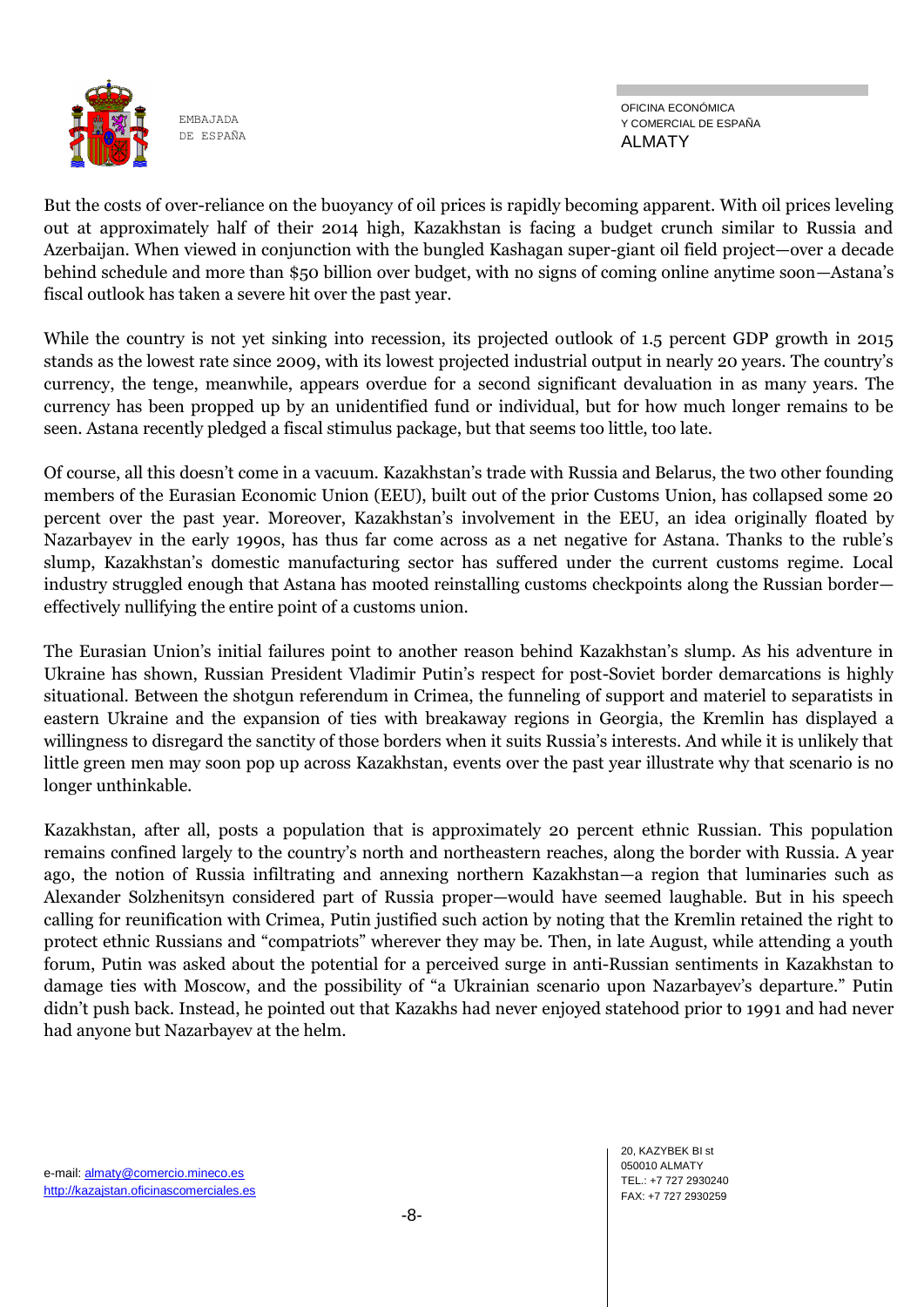But the costs of over-reliance on the buoyancy of oil prices is rapidly becoming apparent. With oil prices leveling out at approximately half of their 2014 high, Kazakhstan is facing a budget crunch similar to Russia and Azerbaijan. When viewed in conjunction with the bungled Kashagan super-giant oil field project—over a decade behind schedule and more than $50 billion over budget, with no signs of coming online anytime soon—Astana's fiscal outlook has taken a severe hit over the past year.

While the country is not yet sinking into recession, its projected outlook of 1.5 percent GDP growth in 2015 stands as the lowest rate since 2009, with its lowest projected industrial output in nearly 20 years. The country's currency, the tenge, meanwhile, appears overdue for a second significant devaluation in as many years. The currency has been propped up by an unidentified fund or individual, but for how much longer remains to be seen. Astana recently pledged a fiscal stimulus package, but that seems too little, too late.

Of course, all this doesn't come in a vacuum. Kazakhstan's trade with Russia and Belarus, the two other founding members of the Eurasian Economic Union (EEU), built out of the prior Customs Union, has collapsed some 20 percent over the past year. Moreover, Kazakhstan's involvement in the EEU, an idea originally floated by Nazarbayev in the early 1990s, has thus far come across as a net negative for Astana. Thanks to the ruble's slump, Kazakhstan's domestic manufacturing sector has suffered under the current customs regime. Local industry struggled enough that Astana has mooted reinstalling customs checkpoints along the Russian border—effectively nullifying the entire point of a customs union.

The Eurasian Union's initial failures point to another reason behind Kazakhstan's slump. As his adventure in Ukraine has shown, Russian President Vladimir Putin's respect for post-Soviet border demarcations is highly situational. Between the shotgun referendum in Crimea, the funneling of support and materiel to separatists in eastern Ukraine and the expansion of ties with breakaway regions in Georgia, the Kremlin has displayed a willingness to disregard the sanctity of those borders when it suits Russia's interests. And while it is unlikely that little green men may soon pop up across Kazakhstan, events over the past year illustrate why that scenario is no longer unthinkable.

Kazakhstan, after all, posts a population that is approximately 20 percent ethnic Russian. This population remains confined largely to the country's north and northeastern reaches, along the border with Russia. A year ago, the notion of Russia infiltrating and annexing northern Kazakhstan—a region that luminaries such as Alexander Solzhenitsyn considered part of Russia proper—would have seemed laughable. But in his speech calling for reunification with Crimea, Putin justified such action by noting that the Kremlin retained the right to protect ethnic Russians and "compatriots" wherever they may be. Then, in late August, while attending a youth forum, Putin was asked about the potential for a perceived surge in anti-Russian sentiments in Kazakhstan to damage ties with Moscow, and the possibility of "a Ukrainian scenario upon Nazarbayev's departure." Putin didn't push back. Instead, he pointed out that Kazakhs had never enjoyed statehood prior to 1991 and had never had anyone but Nazarbayev at the helm.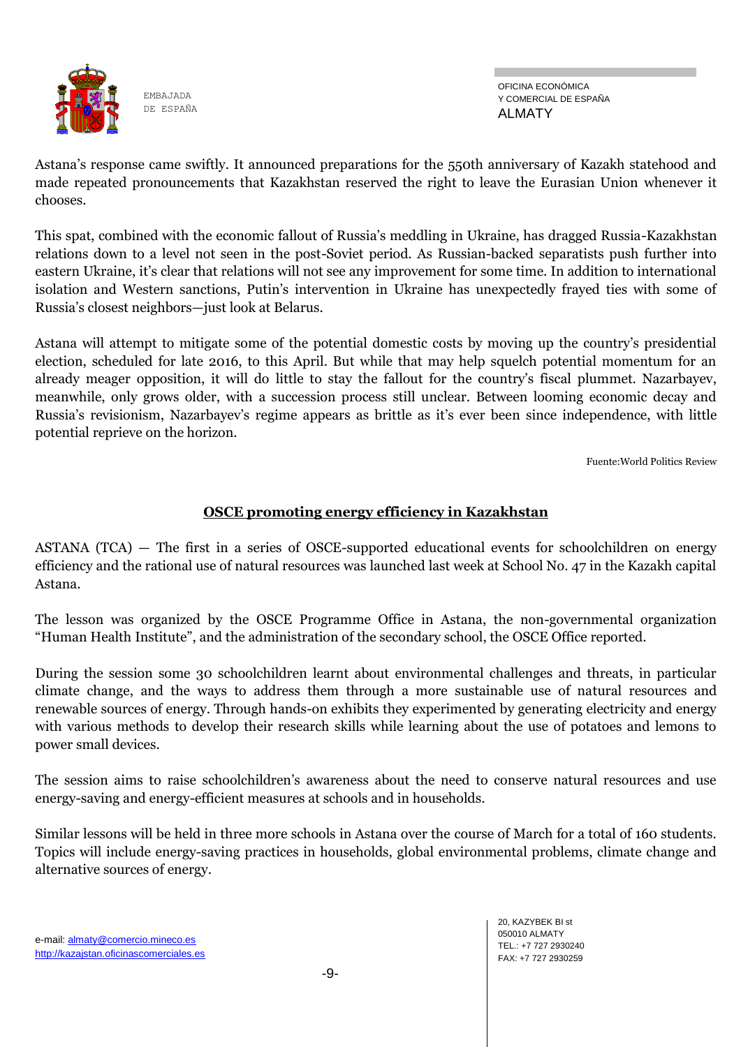Astana's response came swiftly. It announced preparations for the 550th anniversary of Kazakh statehood and made repeated pronouncements that Kazakhstan reserved the right to leave the Eurasian Union whenever it chooses.

This spat, combined with the economic fallout of Russia's meddling in Ukraine, has dragged Russia-Kazakhstan relations down to a level not seen in the post-Soviet period. As Russian-backed separatists push further into eastern Ukraine, it's clear that relations will not see any improvement for some time. In addition to international isolation and Western sanctions, Putin's intervention in Ukraine has unexpectedly frayed ties with some of Russia's closest neighbors—just look at Belarus.

Astana will attempt to mitigate some of the potential domestic costs by moving up the country's presidential election, scheduled for late 2016, to this April. But while that may help squelch potential momentum for an already meager opposition, it will do little to stay the fallout for the country's fiscal plummet. Nazarbayev, meanwhile, only grows older, with a succession process still unclear. Between looming economic decay and Russia's revisionism, Nazarbayev's regime appears as brittle as it's ever been since independence, with little potential reprieve on the horizon.

Fuente:World Politics Review

## OSCE promoting energy efficiency in Kazakhstan

ASTANA (TCA) — The first in a series of OSCE-supported educational events for schoolchildren on energy efficiency and the rational use of natural resources was launched last week at School No. 47 in the Kazakh capital Astana.

The lesson was organized by the OSCE Programme Office in Astana, the non-governmental organization "Human Health Institute", and the administration of the secondary school, the OSCE Office reported.

During the session some 30 schoolchildren learnt about environmental challenges and threats, in particular climate change, and the ways to address them through a more sustainable use of natural resources and renewable sources of energy. Through hands-on exhibits they experimented by generating electricity and energy with various methods to develop their research skills while learning about the use of potatoes and lemons to power small devices.

The session aims to raise schoolchildren's awareness about the need to conserve natural resources and use energy-saving and energy-efficient measures at schools and in households.

Similar lessons will be held in three more schools in Astana over the course of March for a total of 160 students. Topics will include energy-saving practices in households, global environmental problems, climate change and alternative sources of energy.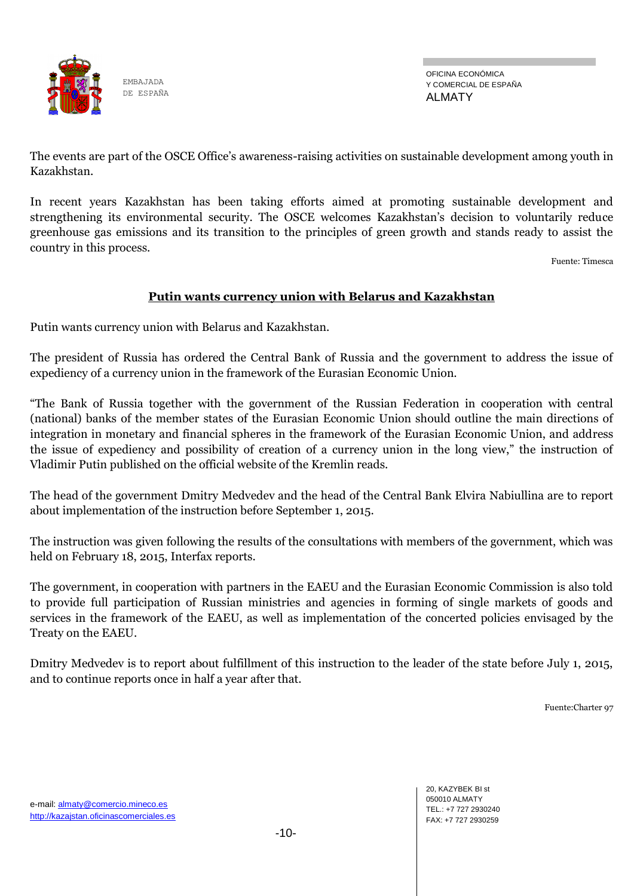The events are part of the OSCE Office's awareness-raising activities on sustainable development among youth in Kazakhstan.

In recent years Kazakhstan has been taking efforts aimed at promoting sustainable development and strengthening its environmental security. The OSCE welcomes Kazakhstan's decision to voluntarily reduce greenhouse gas emissions and its transition to the principles of green growth and stands ready to assist the country in this process.

Fuente: Timesca

## Putin wants currency union with Belarus and Kazakhstan

Putin wants currency union with Belarus and Kazakhstan.

The president of Russia has ordered the Central Bank of Russia and the government to address the issue of expediency of a currency union in the framework of the Eurasian Economic Union.

"The Bank of Russia together with the government of the Russian Federation in cooperation with central (national) banks of the member states of the Eurasian Economic Union should outline the main directions of integration in monetary and financial spheres in the framework of the Eurasian Economic Union, and address the issue of expediency and possibility of creation of a currency union in the long view," the instruction of Vladimir Putin published on the official website of the Kremlin reads.

The head of the government Dmitry Medvedev and the head of the Central Bank Elvira Nabiullina are to report about implementation of the instruction before September 1, 2015.

The instruction was given following the results of the consultations with members of the government, which was held on February 18, 2015, Interfax reports.

The government, in cooperation with partners in the EAEU and the Eurasian Economic Commission is also told to provide full participation of Russian ministries and agencies in forming of single markets of goods and services in the framework of the EAEU, as well as implementation of the concerted policies envisaged by the Treaty on the EAEU.

Dmitry Medvedev is to report about fulfillment of this instruction to the leader of the state before July 1, 2015, and to continue reports once in half a year after that.

Fuente:Charter 97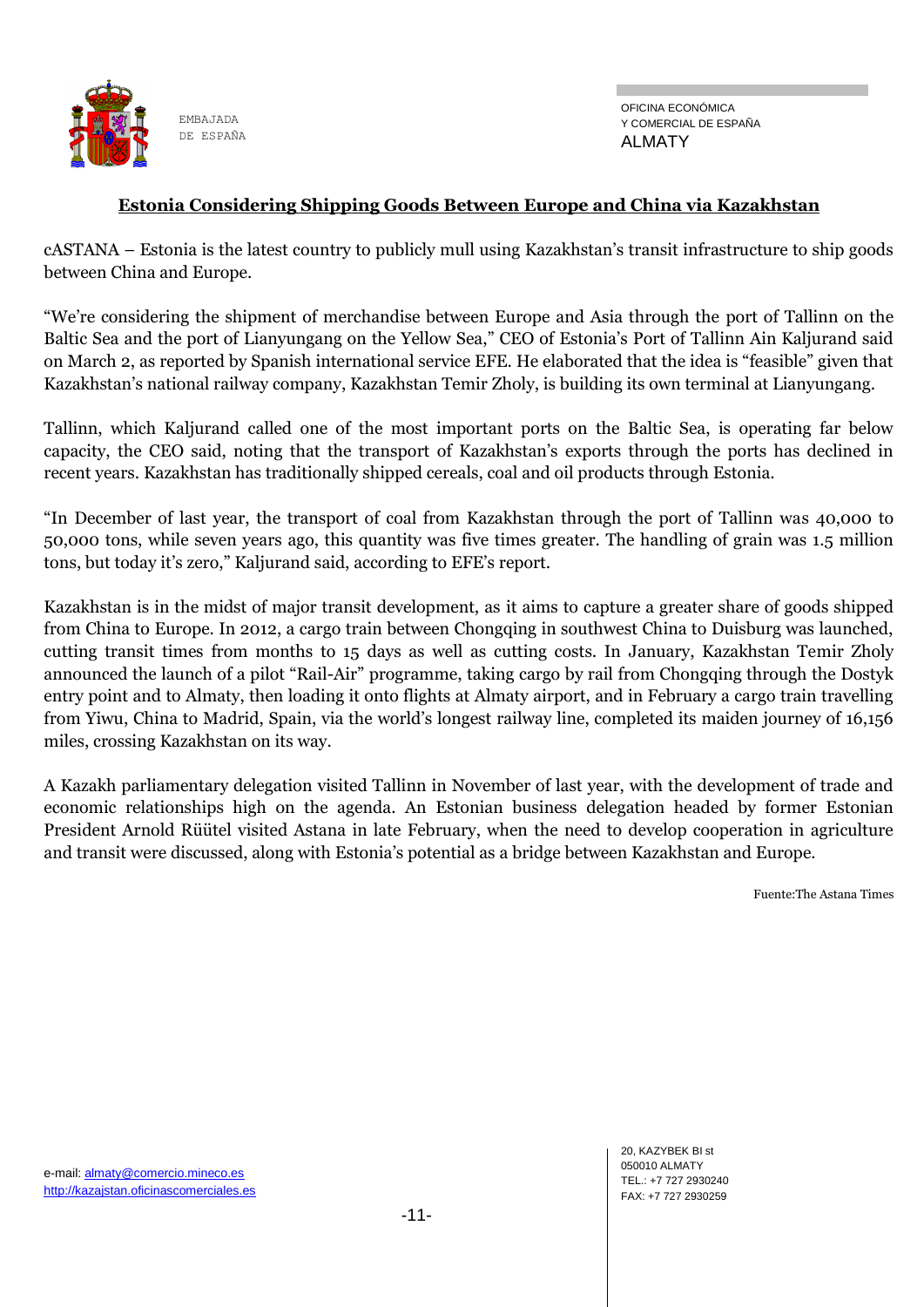## Estonia Considering Shipping Goods Between Europe and China via Kazakhstan

cASTANA – Estonia is the latest country to publicly mull using Kazakhstan's transit infrastructure to ship goods between China and Europe.

"We're considering the shipment of merchandise between Europe and Asia through the port of Tallinn on the Baltic Sea and the port of Lianyungang on the Yellow Sea," CEO of Estonia's Port of Tallinn Ain Kaljurand said on March 2, as reported by Spanish international service EFE. He elaborated that the idea is "feasible" given that Kazakhstan's national railway company, Kazakhstan Temir Zholy, is building its own terminal at Lianyungang.

Tallinn, which Kaljurand called one of the most important ports on the Baltic Sea, is operating far below capacity, the CEO said, noting that the transport of Kazakhstan's exports through the ports has declined in recent years. Kazakhstan has traditionally shipped cereals, coal and oil products through Estonia.

"In December of last year, the transport of coal from Kazakhstan through the port of Tallinn was 40,000 to 50,000 tons, while seven years ago, this quantity was five times greater. The handling of grain was 1.5 million tons, but today it's zero," Kaljurand said, according to EFE's report.

Kazakhstan is in the midst of major transit development, as it aims to capture a greater share of goods shipped from China to Europe. In 2012, a cargo train between Chongqing in southwest China to Duisburg was launched, cutting transit times from months to 15 days as well as cutting costs. In January, Kazakhstan Temir Zholy announced the launch of a pilot "Rail-Air" programme, taking cargo by rail from Chongqing through the Dostyk entry point and to Almaty, then loading it onto flights at Almaty airport, and in February a cargo train travelling from Yiwu, China to Madrid, Spain, via the world's longest railway line, completed its maiden journey of 16,156 miles, crossing Kazakhstan on its way.

A Kazakh parliamentary delegation visited Tallinn in November of last year, with the development of trade and economic relationships high on the agenda. An Estonian business delegation headed by former Estonian President Arnold Rüütel visited Astana in late February, when the need to develop cooperation in agriculture and transit were discussed, along with Estonia's potential as a bridge between Kazakhstan and Europe.

Fuente:The Astana Times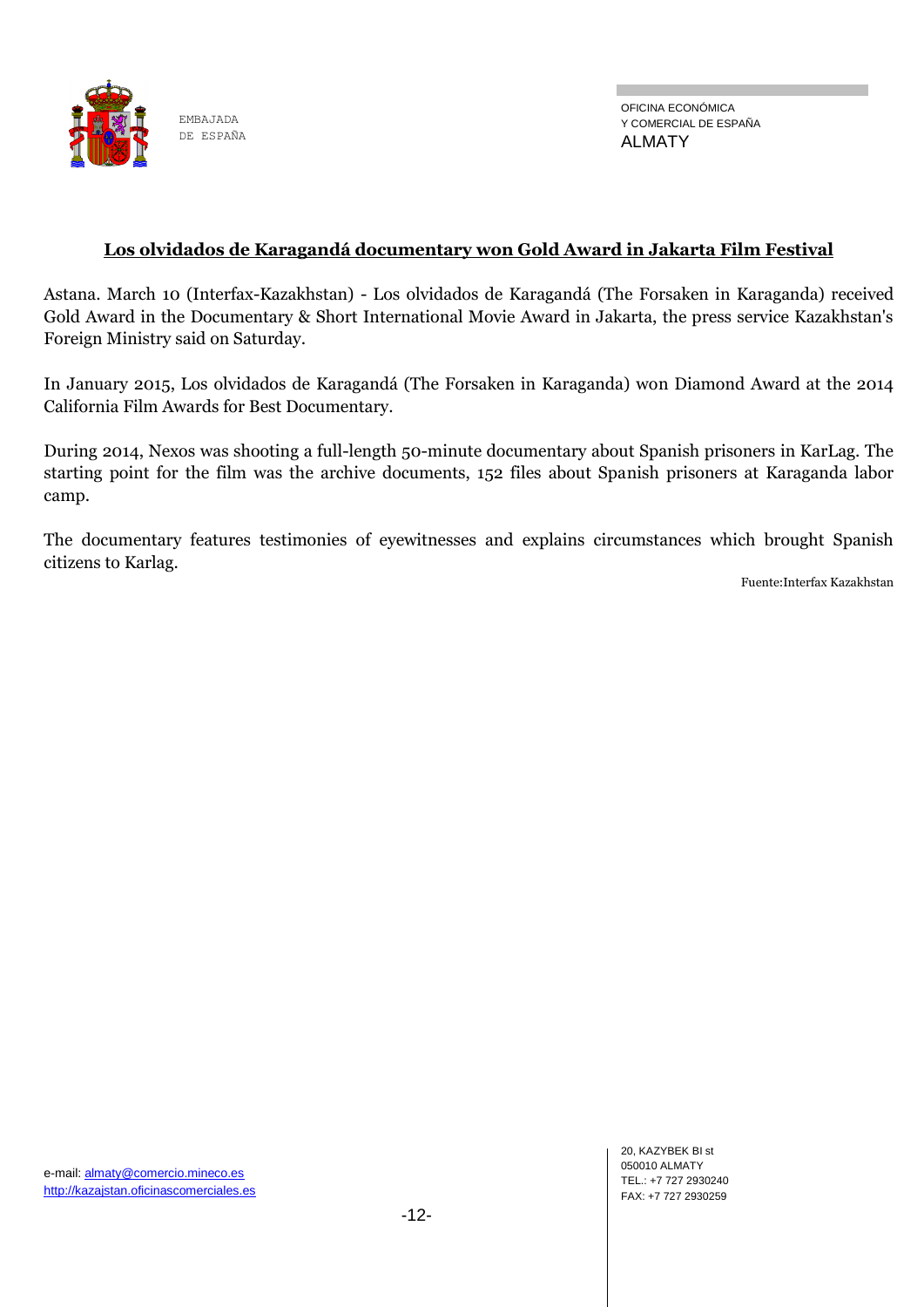## Los olvidados de Karagandá documentary won Gold Award in Jakarta Film Festival

Astana. March 10 (Interfax-Kazakhstan) - Los olvidados de Karagandá (The Forsaken in Karaganda) received Gold Award in the Documentary & Short International Movie Award in Jakarta, the press service Kazakhstan's Foreign Ministry said on Saturday.

In January 2015, Los olvidados de Karagandá (The Forsaken in Karaganda) won Diamond Award at the 2014 California Film Awards for Best Documentary.

During 2014, Nexos was shooting a full-length 50-minute documentary about Spanish prisoners in KarLag. The starting point for the film was the archive documents, 152 files about Spanish prisoners at Karaganda labor camp.

The documentary features testimonies of eyewitnesses and explains circumstances which brought Spanish citizens to Karlag.

Fuente:Interfax Kazakhstan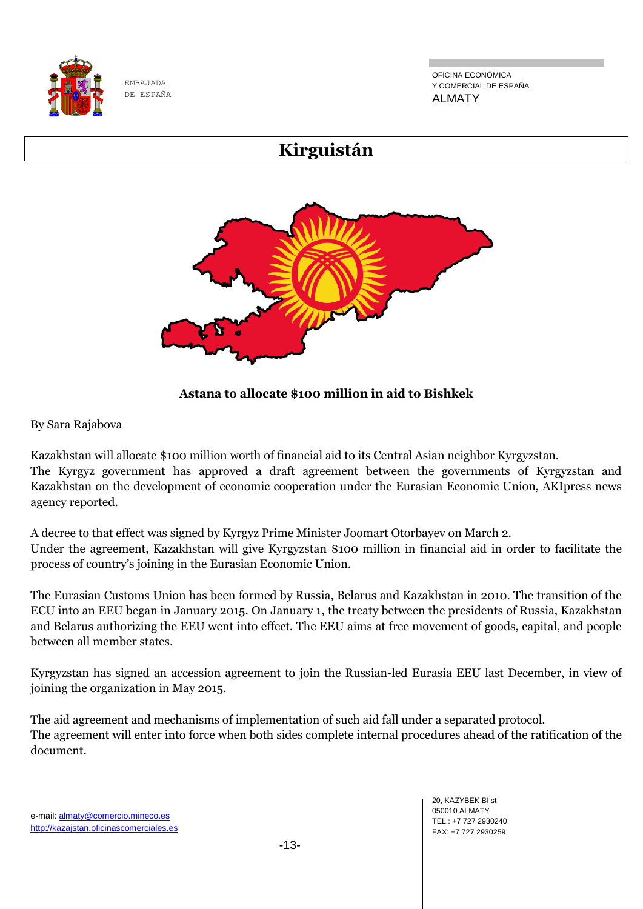# Kirguistán

**Astana to allocate $100 million in aid to Bishkek**

By Sara Rajabova

Kazakhstan will allocate $100 million worth of financial aid to its Central Asian neighbor Kyrgyzstan.
The Kyrgyz government has approved a draft agreement between the governments of Kyrgyzstan and Kazakhstan on the development of economic cooperation under the Eurasian Economic Union, AKIpress news agency reported.

A decree to that effect was signed by Kyrgyz Prime Minister Joomart Otorbayev on March 2.
Under the agreement, Kazakhstan will give Kyrgyzstan $100 million in financial aid in order to facilitate the process of country's joining in the Eurasian Economic Union.

The Eurasian Customs Union has been formed by Russia, Belarus and Kazakhstan in 2010. The transition of the ECU into an EEU began in January 2015. On January 1, the treaty between the presidents of Russia, Kazakhstan and Belarus authorizing the EEU went into effect. The EEU aims at free movement of goods, capital, and people between all member states.

Kyrgyzstan has signed an accession agreement to join the Russian-led Eurasia EEU last December, in view of joining the organization in May 2015.

The aid agreement and mechanisms of implementation of such aid fall under a separated protocol.
The agreement will enter into force when both sides complete internal procedures ahead of the ratification of the document.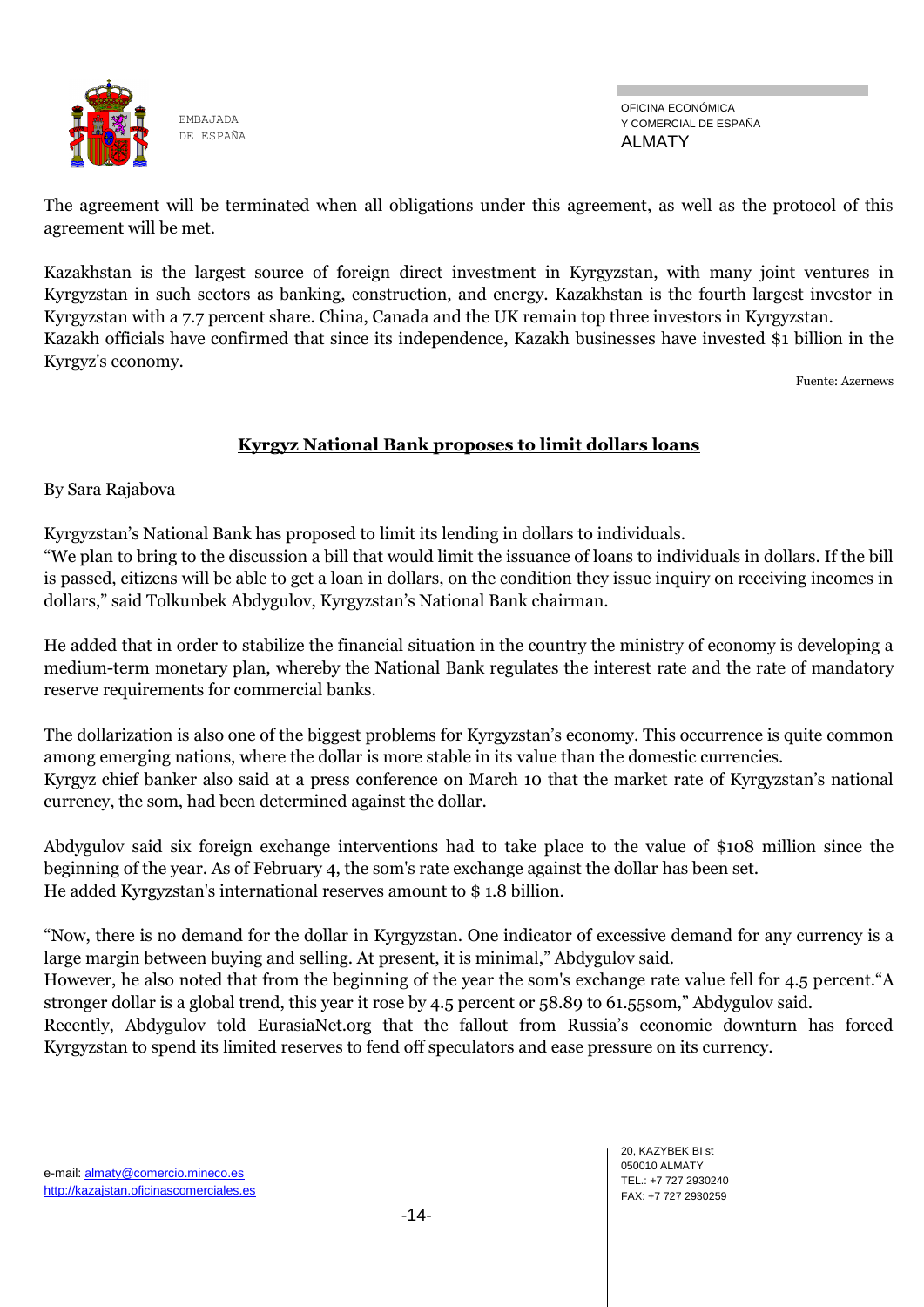The agreement will be terminated when all obligations under this agreement, as well as the protocol of this agreement will be met.

Kazakhstan is the largest source of foreign direct investment in Kyrgyzstan, with many joint ventures in Kyrgyzstan in such sectors as banking, construction, and energy. Kazakhstan is the fourth largest investor in Kyrgyzstan with a 7.7 percent share. China, Canada and the UK remain top three investors in Kyrgyzstan.
Kazakh officials have confirmed that since its independence, Kazakh businesses have invested $1 billion in the Kyrgyz's economy.

Fuente: Azernews

## Kyrgyz National Bank proposes to limit dollars loans

By Sara Rajabova

Kyrgyzstan's National Bank has proposed to limit its lending in dollars to individuals.
"We plan to bring to the discussion a bill that would limit the issuance of loans to individuals in dollars. If the bill is passed, citizens will be able to get a loan in dollars, on the condition they issue inquiry on receiving incomes in dollars," said Tolkunbek Abdygulov, Kyrgyzstan's National Bank chairman.

He added that in order to stabilize the financial situation in the country the ministry of economy is developing a medium-term monetary plan, whereby the National Bank regulates the interest rate and the rate of mandatory reserve requirements for commercial banks.

The dollarization is also one of the biggest problems for Kyrgyzstan's economy. This occurrence is quite common among emerging nations, where the dollar is more stable in its value than the domestic currencies.
Kyrgyz chief banker also said at a press conference on March 10 that the market rate of Kyrgyzstan's national currency, the som, had been determined against the dollar.

Abdygulov said six foreign exchange interventions had to take place to the value of $108 million since the beginning of the year. As of February 4, the som's rate exchange against the dollar has been set.
He added Kyrgyzstan's international reserves amount to $ 1.8 billion.

"Now, there is no demand for the dollar in Kyrgyzstan. One indicator of excessive demand for any currency is a large margin between buying and selling. At present, it is minimal," Abdygulov said.
However, he also noted that from the beginning of the year the som's exchange rate value fell for 4.5 percent."A stronger dollar is a global trend, this year it rose by 4.5 percent or 58.89 to 61.55som," Abdygulov said.
Recently, Abdygulov told EurasiaNet.org that the fallout from Russia's economic downturn has forced Kyrgyzstan to spend its limited reserves to fend off speculators and ease pressure on its currency.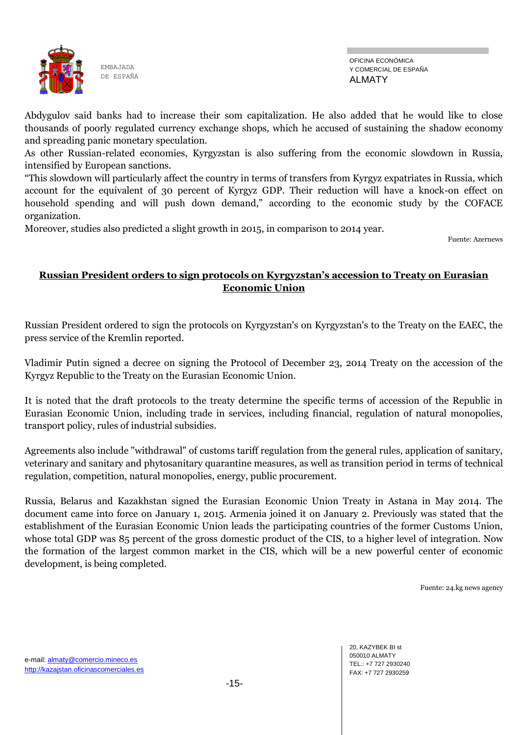Abdygulov said banks had to increase their som capitalization. He also added that he would like to close thousands of poorly regulated currency exchange shops, which he accused of sustaining the shadow economy and spreading panic monetary speculation.

As other Russian-related economies, Kyrgyzstan is also suffering from the economic slowdown in Russia, intensified by European sanctions.

"This slowdown will particularly affect the country in terms of transfers from Kyrgyz expatriates in Russia, which account for the equivalent of 30 percent of Kyrgyz GDP. Their reduction will have a knock-on effect on household spending and will push down demand," according to the economic study by the COFACE organization.

Moreover, studies also predicted a slight growth in 2015, in comparison to 2014 year.

Fuente: Azernews

## Russian President orders to sign protocols on Kyrgyzstan's accession to Treaty on Eurasian Economic Union

Russian President ordered to sign the protocols on Kyrgyzstan's on Kyrgyzstan's to the Treaty on the EAEC, the press service of the Kremlin reported.

Vladimir Putin signed a decree on signing the Protocol of December 23, 2014 Treaty on the accession of the Kyrgyz Republic to the Treaty on the Eurasian Economic Union.

It is noted that the draft protocols to the treaty determine the specific terms of accession of the Republic in Eurasian Economic Union, including trade in services, including financial, regulation of natural monopolies, transport policy, rules of industrial subsidies.

Agreements also include "withdrawal" of customs tariff regulation from the general rules, application of sanitary, veterinary and sanitary and phytosanitary quarantine measures, as well as transition period in terms of technical regulation, competition, natural monopolies, energy, public procurement.

Russia, Belarus and Kazakhstan signed the Eurasian Economic Union Treaty in Astana in May 2014. The document came into force on January 1, 2015. Armenia joined it on January 2. Previously was stated that the establishment of the Eurasian Economic Union leads the participating countries of the former Customs Union, whose total GDP was 85 percent of the gross domestic product of the CIS, to a higher level of integration. Now the formation of the largest common market in the CIS, which will be a new powerful center of economic development, is being completed.

Fuente: 24.kg news agency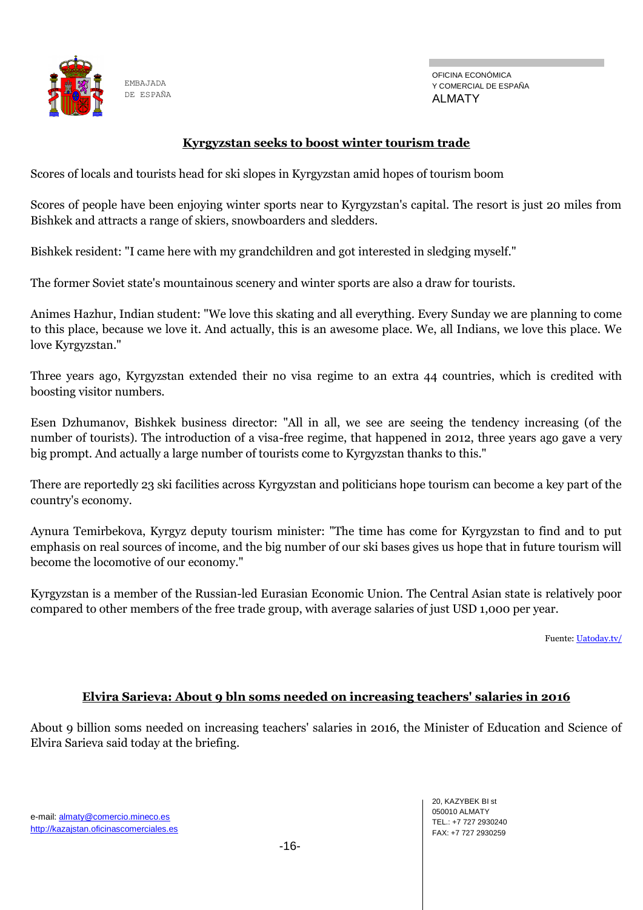## Kyrgyzstan seeks to boost winter tourism trade

Scores of locals and tourists head for ski slopes in Kyrgyzstan amid hopes of tourism boom

Scores of people have been enjoying winter sports near to Kyrgyzstan's capital. The resort is just 20 miles from Bishkek and attracts a range of skiers, snowboarders and sledders.

Bishkek resident: "I came here with my grandchildren and got interested in sledging myself."

The former Soviet state's mountainous scenery and winter sports are also a draw for tourists.

Animes Hazhur, Indian student: "We love this skating and all everything. Every Sunday we are planning to come to this place, because we love it. And actually, this is an awesome place. We, all Indians, we love this place. We love Kyrgyzstan."

Three years ago, Kyrgyzstan extended their no visa regime to an extra 44 countries, which is credited with boosting visitor numbers.

Esen Dzhumanov, Bishkek business director: "All in all, we see are seeing the tendency increasing (of the number of tourists). The introduction of a visa-free regime, that happened in 2012, three years ago gave a very big prompt. And actually a large number of tourists come to Kyrgyzstan thanks to this."

There are reportedly 23 ski facilities across Kyrgyzstan and politicians hope tourism can become a key part of the country's economy.

Aynura Temirbekova, Kyrgyz deputy tourism minister: "The time has come for Kyrgyzstan to find and to put emphasis on real sources of income, and the big number of our ski bases gives us hope that in future tourism will become the locomotive of our economy."

Kyrgyzstan is a member of the Russian-led Eurasian Economic Union. The Central Asian state is relatively poor compared to other members of the free trade group, with average salaries of just USD 1,000 per year.

Fuente: [Uatoday.tv/](Uatoday.tv/)

## Elvira Sarieva: About 9 bln soms needed on increasing teachers' salaries in 2016

About 9 billion soms needed on increasing teachers' salaries in 2016, the Minister of Education and Science of Elvira Sarieva said today at the briefing.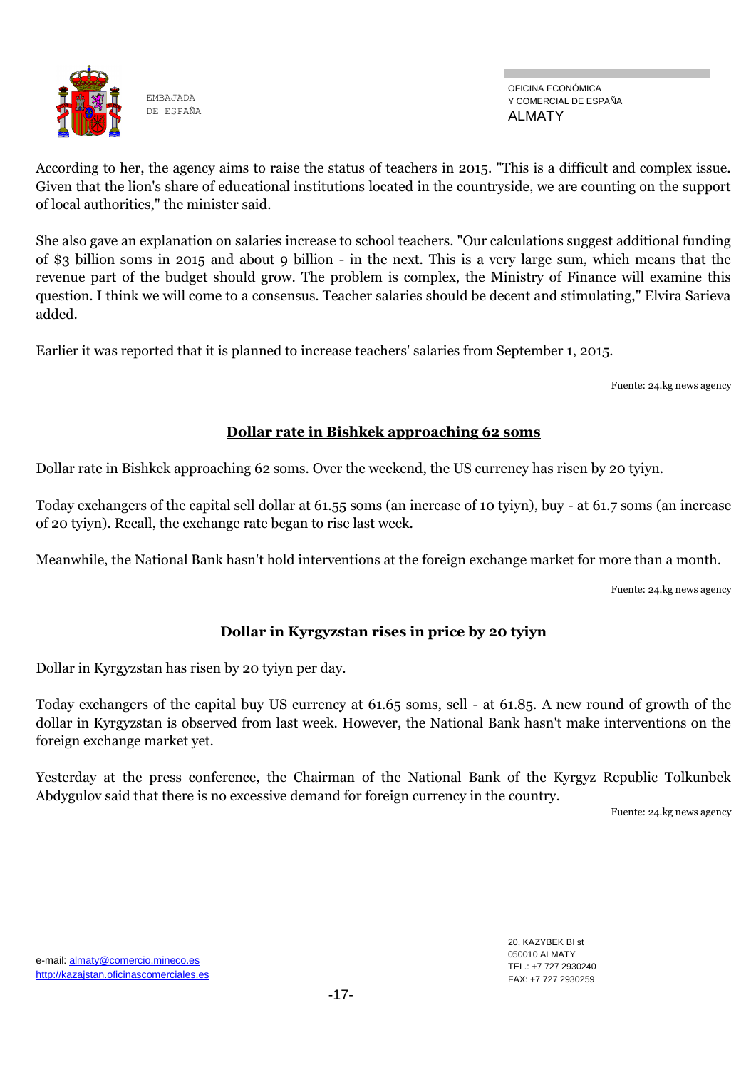According to her, the agency aims to raise the status of teachers in 2015. "This is a difficult and complex issue. Given that the lion's share of educational institutions located in the countryside, we are counting on the support of local authorities," the minister said.

She also gave an explanation on salaries increase to school teachers. "Our calculations suggest additional funding of $3 billion soms in 2015 and about 9 billion - in the next. This is a very large sum, which means that the revenue part of the budget should grow. The problem is complex, the Ministry of Finance will examine this question. I think we will come to a consensus. Teacher salaries should be decent and stimulating," Elvira Sarieva added.

Earlier it was reported that it is planned to increase teachers' salaries from September 1, 2015.

Fuente: 24.kg news agency

## Dollar rate in Bishkek approaching 62 soms

Dollar rate in Bishkek approaching 62 soms. Over the weekend, the US currency has risen by 20 tyiyn.

Today exchangers of the capital sell dollar at 61.55 soms (an increase of 10 tyiyn), buy - at 61.7 soms (an increase of 20 tyiyn). Recall, the exchange rate began to rise last week.

Meanwhile, the National Bank hasn't hold interventions at the foreign exchange market for more than a month.

Fuente: 24.kg news agency

## Dollar in Kyrgyzstan rises in price by 20 tyiyn

Dollar in Kyrgyzstan has risen by 20 tyiyn per day.

Today exchangers of the capital buy US currency at 61.65 soms, sell - at 61.85. A new round of growth of the dollar in Kyrgyzstan is observed from last week. However, the National Bank hasn't make interventions on the foreign exchange market yet.

Yesterday at the press conference, the Chairman of the National Bank of the Kyrgyz Republic Tolkunbek Abdygulov said that there is no excessive demand for foreign currency in the country.

Fuente: 24.kg news agency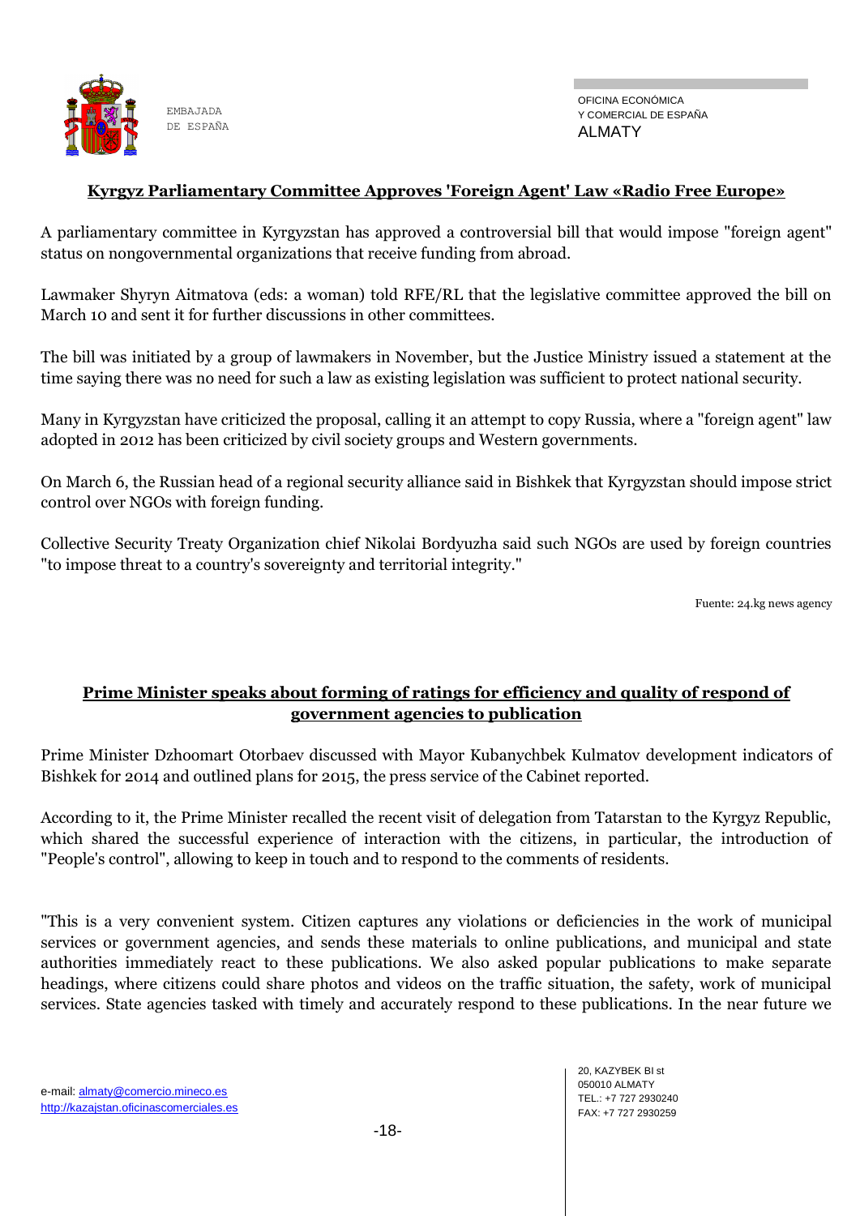## Kyrgyz Parliamentary Committee Approves 'Foreign Agent' Law «Radio Free Europe»

A parliamentary committee in Kyrgyzstan has approved a controversial bill that would impose "foreign agent" status on nongovernmental organizations that receive funding from abroad.

Lawmaker Shyryn Aitmatova (eds: a woman) told RFE/RL that the legislative committee approved the bill on March 10 and sent it for further discussions in other committees.

The bill was initiated by a group of lawmakers in November, but the Justice Ministry issued a statement at the time saying there was no need for such a law as existing legislation was sufficient to protect national security.

Many in Kyrgyzstan have criticized the proposal, calling it an attempt to copy Russia, where a "foreign agent" law adopted in 2012 has been criticized by civil society groups and Western governments.

On March 6, the Russian head of a regional security alliance said in Bishkek that Kyrgyzstan should impose strict control over NGOs with foreign funding.

Collective Security Treaty Organization chief Nikolai Bordyuzha said such NGOs are used by foreign countries "to impose threat to a country's sovereignty and territorial integrity."

Fuente: 24.kg news agency

## Prime Minister speaks about forming of ratings for efficiency and quality of respond of government agencies to publication

Prime Minister Dzhoomart Otorbaev discussed with Mayor Kubanychbek Kulmatov development indicators of Bishkek for 2014 and outlined plans for 2015, the press service of the Cabinet reported.

According to it, the Prime Minister recalled the recent visit of delegation from Tatarstan to the Kyrgyz Republic, which shared the successful experience of interaction with the citizens, in particular, the introduction of "People's control", allowing to keep in touch and to respond to the comments of residents.

"This is a very convenient system. Citizen captures any violations or deficiencies in the work of municipal services or government agencies, and sends these materials to online publications, and municipal and state authorities immediately react to these publications. We also asked popular publications to make separate headings, where citizens could share photos and videos on the traffic situation, the safety, work of municipal services. State agencies tasked with timely and accurately respond to these publications. In the near future we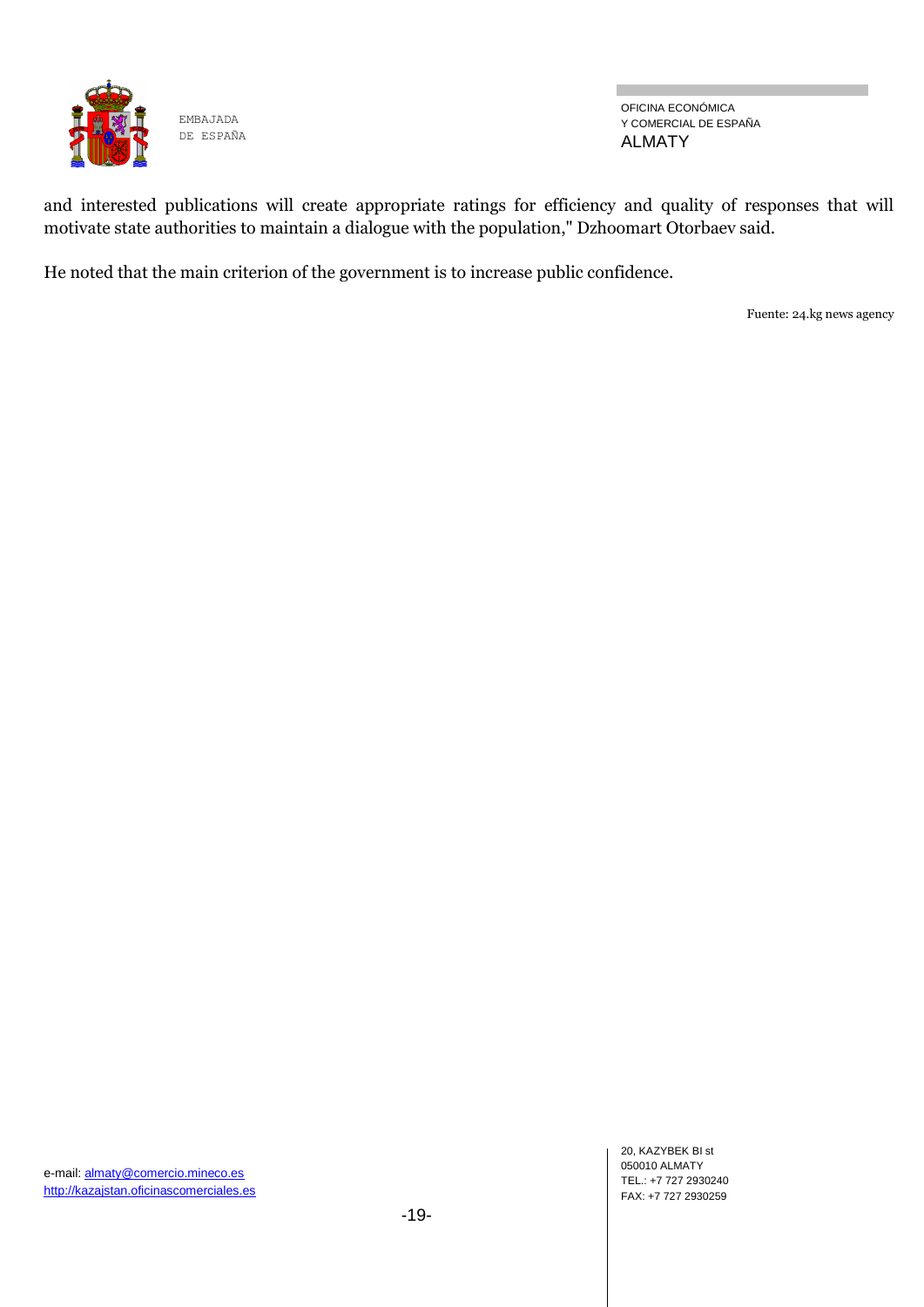and interested publications will create appropriate ratings for efficiency and quality of responses that will motivate state authorities to maintain a dialogue with the population," Dzhoomart Otorbaev said.

He noted that the main criterion of the government is to increase public confidence.

Fuente: 24.kg news agency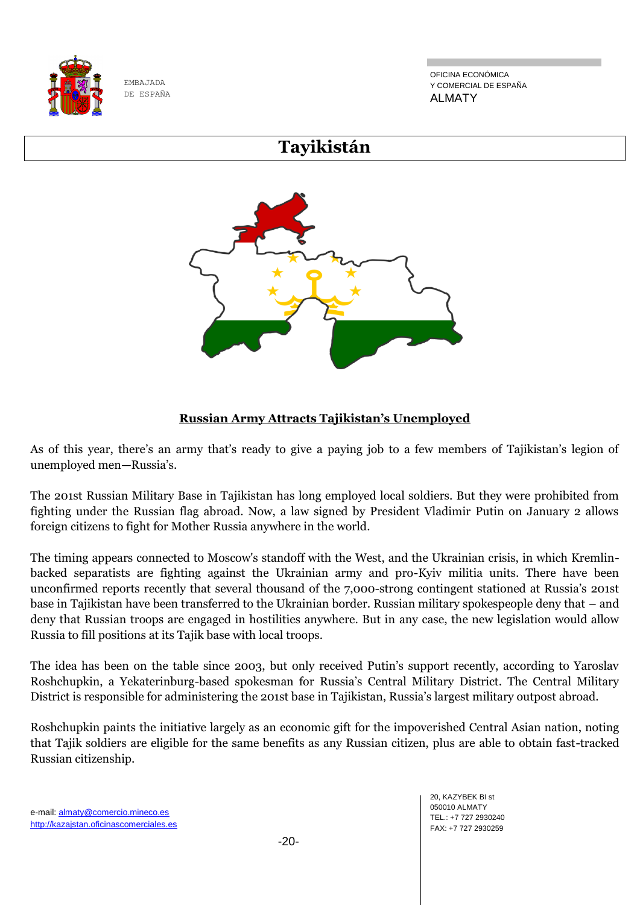# Tayikistán

**Russian Army Attracts Tajikistan's Unemployed**

As of this year, there's an army that's ready to give a paying job to a few members of Tajikistan's legion of unemployed men—Russia's.

The 201st Russian Military Base in Tajikistan has long employed local soldiers. But they were prohibited from fighting under the Russian flag abroad. Now, a law signed by President Vladimir Putin on January 2 allows foreign citizens to fight for Mother Russia anywhere in the world.

The timing appears connected to Moscow's standoff with the West, and the Ukrainian crisis, in which Kremlin-backed separatists are fighting against the Ukrainian army and pro-Kyiv militia units. There have been unconfirmed reports recently that several thousand of the 7,000-strong contingent stationed at Russia's 201st base in Tajikistan have been transferred to the Ukrainian border. Russian military spokespeople deny that – and deny that Russian troops are engaged in hostilities anywhere. But in any case, the new legislation would allow Russia to fill positions at its Tajik base with local troops.

The idea has been on the table since 2003, but only received Putin's support recently, according to Yaroslav Roshchupkin, a Yekaterinburg-based spokesman for Russia's Central Military District. The Central Military District is responsible for administering the 201st base in Tajikistan, Russia's largest military outpost abroad.

Roshchupkin paints the initiative largely as an economic gift for the impoverished Central Asian nation, noting that Tajik soldiers are eligible for the same benefits as any Russian citizen, plus are able to obtain fast-tracked Russian citizenship.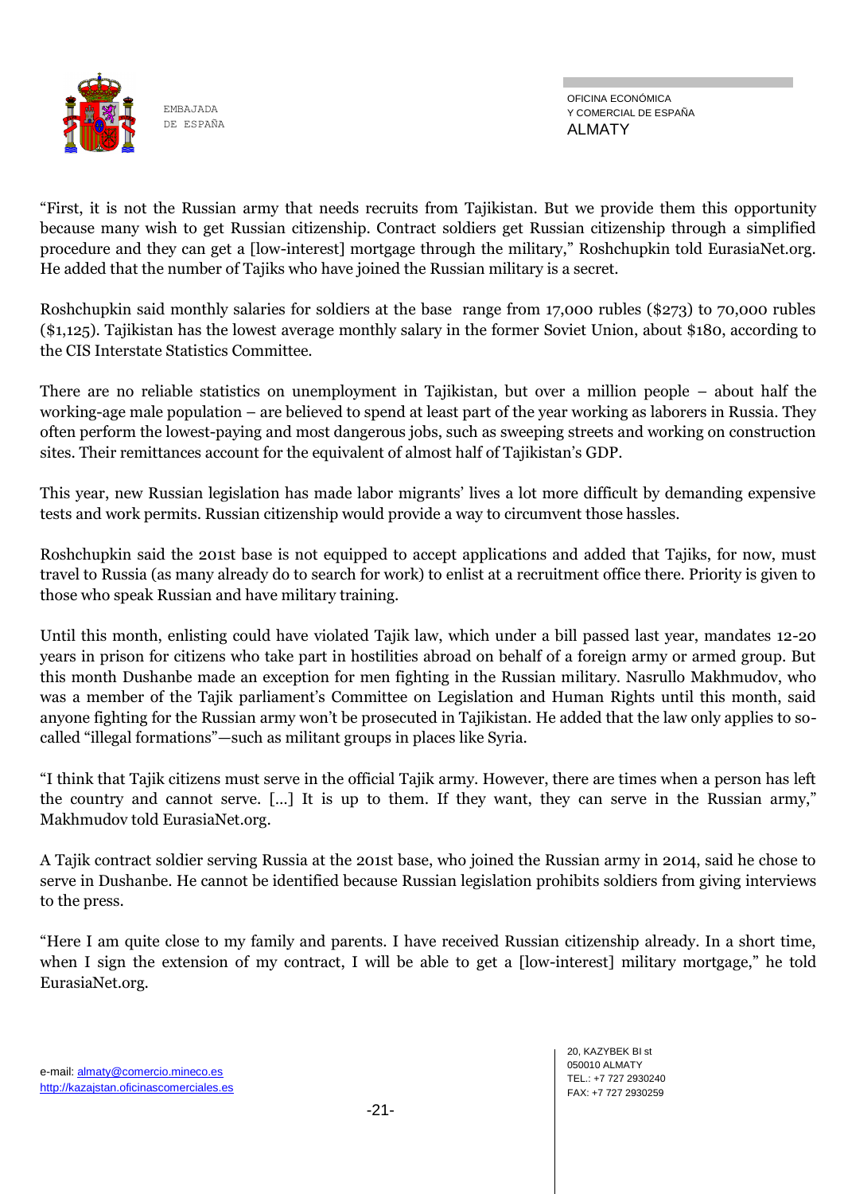"First, it is not the Russian army that needs recruits from Tajikistan. But we provide them this opportunity because many wish to get Russian citizenship. Contract soldiers get Russian citizenship through a simplified procedure and they can get a [low-interest] mortgage through the military," Roshchupkin told EurasiaNet.org. He added that the number of Tajiks who have joined the Russian military is a secret.

Roshchupkin said monthly salaries for soldiers at the base range from 17,000 rubles ($273) to 70,000 rubles ($1,125). Tajikistan has the lowest average monthly salary in the former Soviet Union, about $180, according to the CIS Interstate Statistics Committee.

There are no reliable statistics on unemployment in Tajikistan, but over a million people – about half the working-age male population – are believed to spend at least part of the year working as laborers in Russia. They often perform the lowest-paying and most dangerous jobs, such as sweeping streets and working on construction sites. Their remittances account for the equivalent of almost half of Tajikistan's GDP.

This year, new Russian legislation has made labor migrants' lives a lot more difficult by demanding expensive tests and work permits. Russian citizenship would provide a way to circumvent those hassles.

Roshchupkin said the 201st base is not equipped to accept applications and added that Tajiks, for now, must travel to Russia (as many already do to search for work) to enlist at a recruitment office there. Priority is given to those who speak Russian and have military training.

Until this month, enlisting could have violated Tajik law, which under a bill passed last year, mandates 12-20 years in prison for citizens who take part in hostilities abroad on behalf of a foreign army or armed group. But this month Dushanbe made an exception for men fighting in the Russian military. Nasrullo Makhmudov, who was a member of the Tajik parliament's Committee on Legislation and Human Rights until this month, said anyone fighting for the Russian army won't be prosecuted in Tajikistan. He added that the law only applies to so-called "illegal formations"—such as militant groups in places like Syria.

"I think that Tajik citizens must serve in the official Tajik army. However, there are times when a person has left the country and cannot serve. [...] It is up to them. If they want, they can serve in the Russian army," Makhmudov told EurasiaNet.org.

A Tajik contract soldier serving Russia at the 201st base, who joined the Russian army in 2014, said he chose to serve in Dushanbe. He cannot be identified because Russian legislation prohibits soldiers from giving interviews to the press.

"Here I am quite close to my family and parents. I have received Russian citizenship already. In a short time, when I sign the extension of my contract, I will be able to get a [low-interest] military mortgage," he told EurasiaNet.org.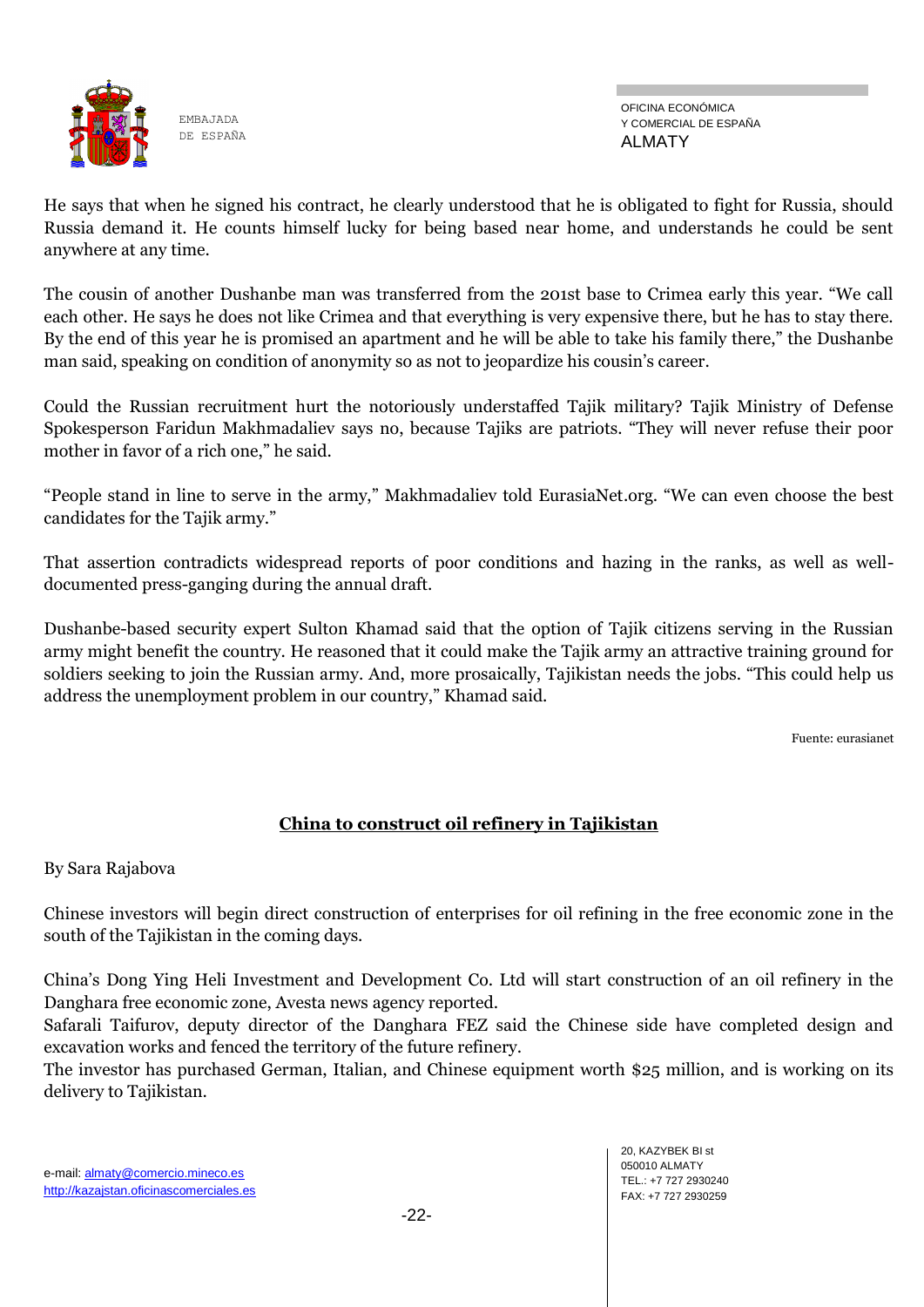He says that when he signed his contract, he clearly understood that he is obligated to fight for Russia, should Russia demand it. He counts himself lucky for being based near home, and understands he could be sent anywhere at any time.

The cousin of another Dushanbe man was transferred from the 201st base to Crimea early this year. “We call each other. He says he does not like Crimea and that everything is very expensive there, but he has to stay there. By the end of this year he is promised an apartment and he will be able to take his family there,” the Dushanbe man said, speaking on condition of anonymity so as not to jeopardize his cousin’s career.

Could the Russian recruitment hurt the notoriously understaffed Tajik military? Tajik Ministry of Defense Spokesperson Faridun Makhmadaliev says no, because Tajiks are patriots. “They will never refuse their poor mother in favor of a rich one,” he said.

“People stand in line to serve in the army,” Makhmadaliev told EurasiaNet.org. “We can even choose the best candidates for the Tajik army.”

That assertion contradicts widespread reports of poor conditions and hazing in the ranks, as well as well-documented press-ganging during the annual draft.

Dushanbe-based security expert Sulton Khamad said that the option of Tajik citizens serving in the Russian army might benefit the country. He reasoned that it could make the Tajik army an attractive training ground for soldiers seeking to join the Russian army. And, more prosaically, Tajikistan needs the jobs. “This could help us address the unemployment problem in our country,” Khamad said.

Fuente: eurasianet

## China to construct oil refinery in Tajikistan

By Sara Rajabova

Chinese investors will begin direct construction of enterprises for oil refining in the free economic zone in the south of the Tajikistan in the coming days.

China’s Dong Ying Heli Investment and Development Co. Ltd will start construction of an oil refinery in the Danghara free economic zone, Avesta news agency reported.

Safarali Taifurov, deputy director of the Danghara FEZ said the Chinese side have completed design and excavation works and fenced the territory of the future refinery.

The investor has purchased German, Italian, and Chinese equipment worth $25 million, and is working on its delivery to Tajikistan.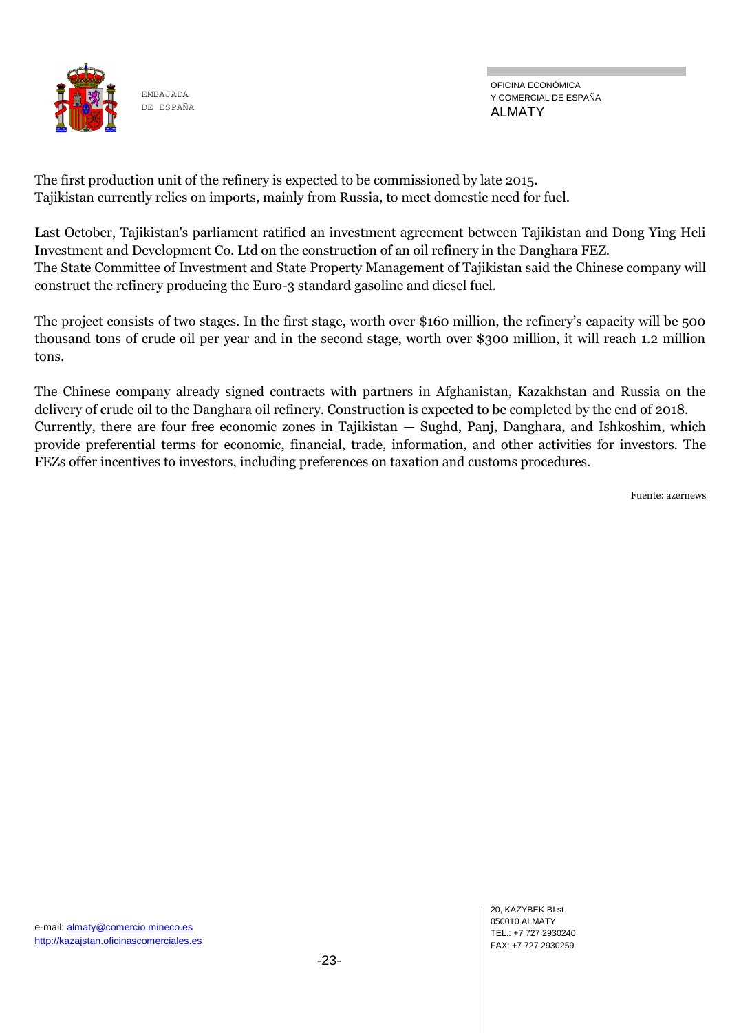The first production unit of the refinery is expected to be commissioned by late 2015.
Tajikistan currently relies on imports, mainly from Russia, to meet domestic need for fuel.

Last October, Tajikistan's parliament ratified an investment agreement between Tajikistan and Dong Ying Heli Investment and Development Co. Ltd on the construction of an oil refinery in the Danghara FEZ.
The State Committee of Investment and State Property Management of Tajikistan said the Chinese company will construct the refinery producing the Euro-3 standard gasoline and diesel fuel.

The project consists of two stages. In the first stage, worth over $160 million, the refinery's capacity will be 500 thousand tons of crude oil per year and in the second stage, worth over $300 million, it will reach 1.2 million tons.

The Chinese company already signed contracts with partners in Afghanistan, Kazakhstan and Russia on the delivery of crude oil to the Danghara oil refinery. Construction is expected to be completed by the end of 2018.
Currently, there are four free economic zones in Tajikistan — Sughd, Panj, Danghara, and Ishkoshim, which provide preferential terms for economic, financial, trade, information, and other activities for investors. The FEZs offer incentives to investors, including preferences on taxation and customs procedures.

Fuente: azernews